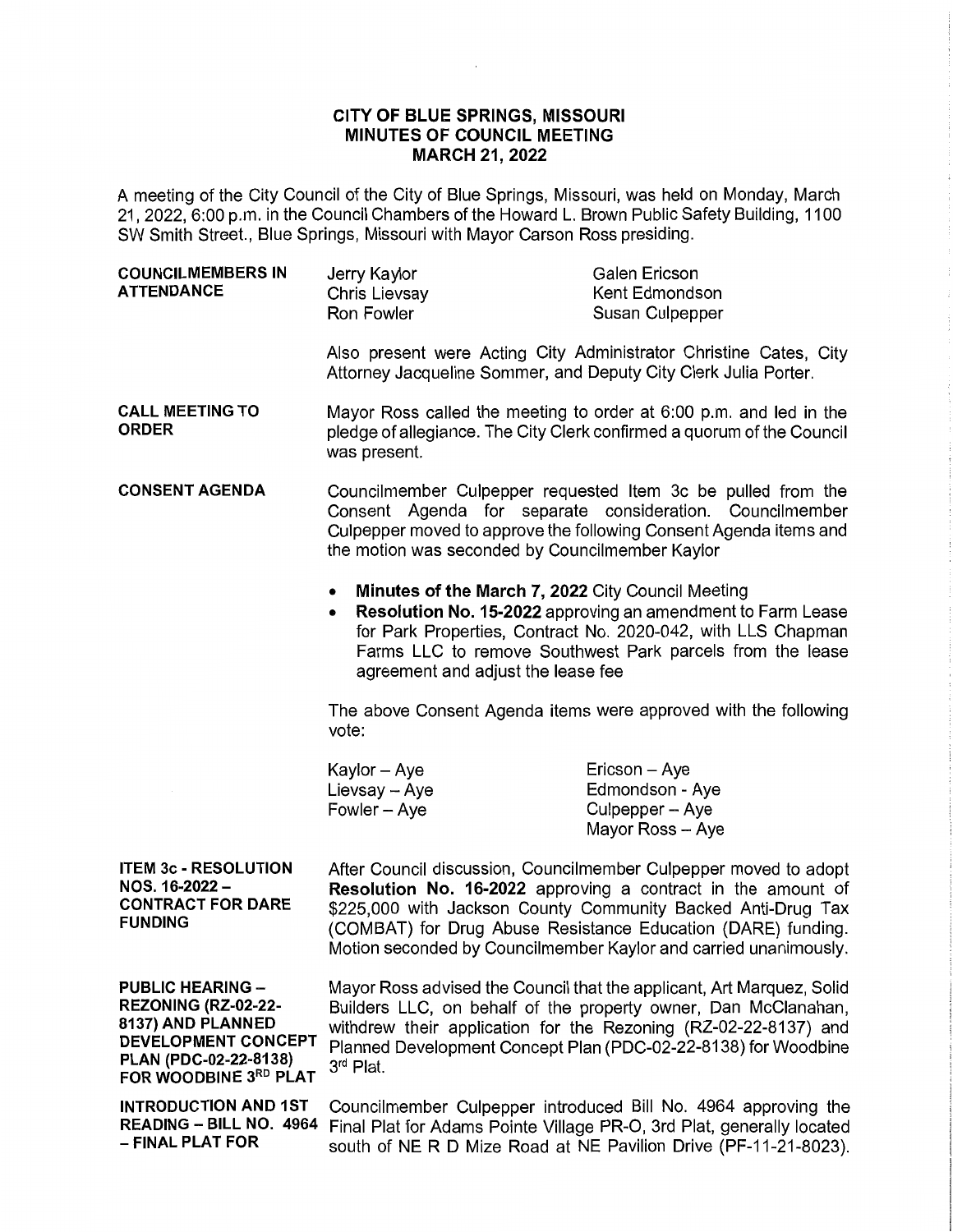# CITY OF BLUE SPRINGS, MISSOURI
## MINUTES OF COUNCIL MEETING
## MARCH 21, 2022

A meeting of the City Council of the City of Blue Springs, Missouri, was held on Monday, March 21, 2022, 6:00 p.m. in the Council Chambers of the Howard L. Brown Public Safety Building, 1100 SW Smith Street., Blue Springs, Missouri with Mayor Carson Ross presiding.

**COUNCILMEMBERS IN ATTENDANCE**

| | |
|---|---|
| Jerry Kaylor | Galen Ericson |
| Chris Lievsay | Kent Edmondson |
| Ron Fowler | Susan Culpepper |

Also present were Acting City Administrator Christine Cates, City Attorney Jacqueline Sommer, and Deputy City Clerk Julia Porter.

**CALL MEETING TO ORDER**

Mayor Ross called the meeting to order at 6:00 p.m. and led in the pledge of allegiance. The City Clerk confirmed a quorum of the Council was present.

**CONSENT AGENDA**

Councilmember Culpepper requested Item 3c be pulled from the Consent Agenda for separate consideration. Councilmember Culpepper moved to approve the following Consent Agenda items and the motion was seconded by Councilmember Kaylor

- **Minutes of the March 7, 2022** City Council Meeting
- **Resolution No. 15-2022** approving an amendment to Farm Lease for Park Properties, Contract No. 2020-042, with LLS Chapman Farms LLC to remove Southwest Park parcels from the lease agreement and adjust the lease fee

The above Consent Agenda items were approved with the following vote:

| | |
|---|---|
| Kaylor – Aye | Ericson – Aye |
| Lievsay – Aye | Edmondson - Aye |
| Fowler – Aye | Culpepper – Aye |
| | Mayor Ross – Aye |

**ITEM 3c - RESOLUTION NOS. 16-2022 – CONTRACT FOR DARE FUNDING**

After Council discussion, Councilmember Culpepper moved to adopt **Resolution No. 16-2022** approving a contract in the amount of $225,000 with Jackson County Community Backed Anti-Drug Tax (COMBAT) for Drug Abuse Resistance Education (DARE) funding. Motion seconded by Councilmember Kaylor and carried unanimously.

**PUBLIC HEARING – REZONING (RZ-02-22-8137) AND PLANNED DEVELOPMENT CONCEPT PLAN (PDC-02-22-8138) FOR WOODBINE 3RD PLAT**

Mayor Ross advised the Council that the applicant, Art Marquez, Solid Builders LLC, on behalf of the property owner, Dan McClanahan, withdrew their application for the Rezoning (RZ-02-22-8137) and Planned Development Concept Plan (PDC-02-22-8138) for Woodbine 3rd Plat.

**INTRODUCTION AND 1ST READING – BILL NO. 4964 – FINAL PLAT FOR**

Councilmember Culpepper introduced Bill No. 4964 approving the Final Plat for Adams Pointe Village PR-O, 3rd Plat, generally located south of NE R D Mize Road at NE Pavilion Drive (PF-11-21-8023).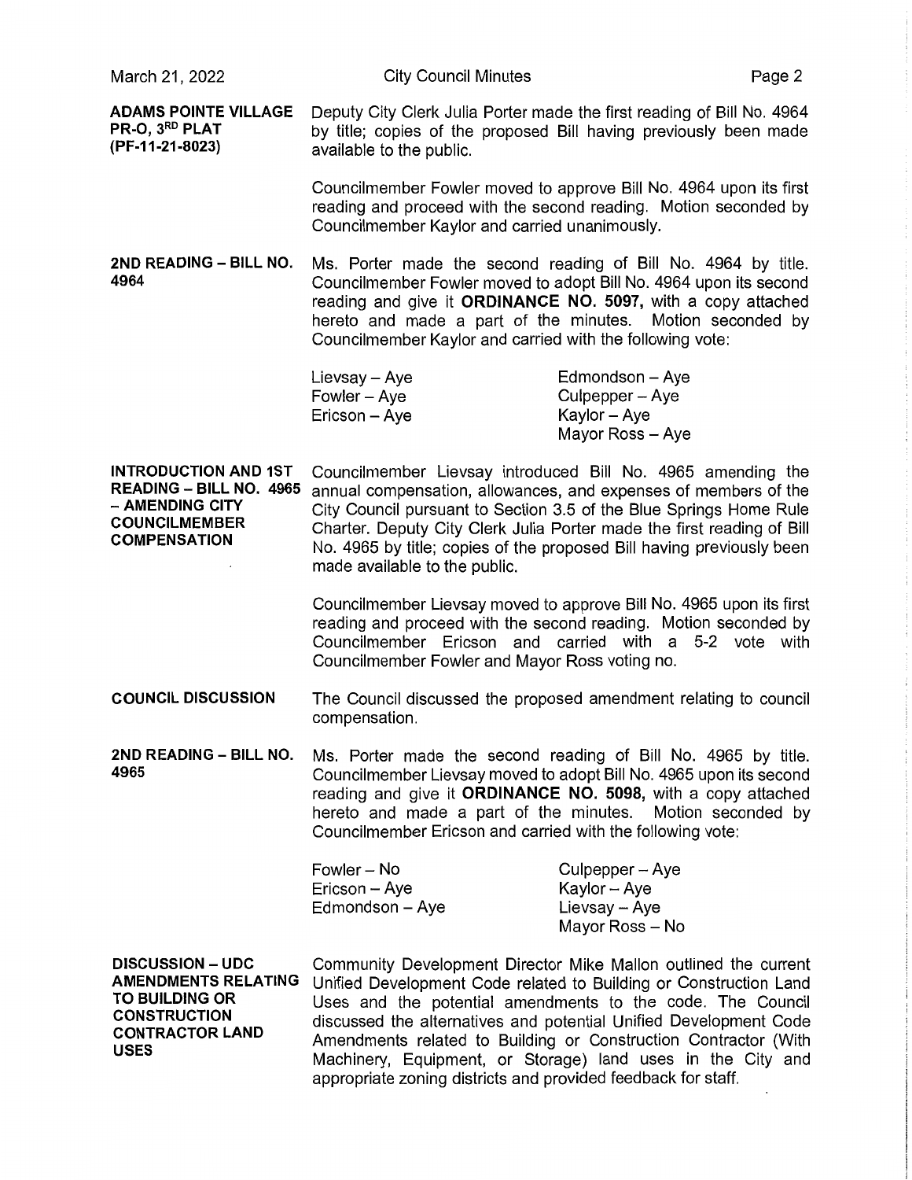**ADAMS POINTE VILLAGE PR-O, 3RD PLAT (PF-11-21-8023)**

Deputy City Clerk Julia Porter made the first reading of Bill No. 4964 by title; copies of the proposed Bill having previously been made available to the public.

Councilmember Fowler moved to approve Bill No. 4964 upon its first reading and proceed with the second reading. Motion seconded by Councilmember Kaylor and carried unanimously.

**2ND READING – BILL NO. 4964**

Ms. Porter made the second reading of Bill No. 4964 by title. Councilmember Fowler moved to adopt Bill No. 4964 upon its second reading and give it **ORDINANCE NO. 5097,** with a copy attached hereto and made a part of the minutes. Motion seconded by Councilmember Kaylor and carried with the following vote:

Lievsay – Aye
Fowler – Aye
Ericson – Aye
Edmondson – Aye
Culpepper – Aye
Kaylor – Aye
Mayor Ross – Aye

**INTRODUCTION AND 1ST READING – BILL NO. 4965 – AMENDING CITY COUNCILMEMBER COMPENSATION**

Councilmember Lievsay introduced Bill No. 4965 amending the annual compensation, allowances, and expenses of members of the City Council pursuant to Section 3.5 of the Blue Springs Home Rule Charter. Deputy City Clerk Julia Porter made the first reading of Bill No. 4965 by title; copies of the proposed Bill having previously been made available to the public.

Councilmember Lievsay moved to approve Bill No. 4965 upon its first reading and proceed with the second reading. Motion seconded by Councilmember Ericson and carried with a 5-2 vote with Councilmember Fowler and Mayor Ross voting no.

**COUNCIL DISCUSSION**

The Council discussed the proposed amendment relating to council compensation.

**2ND READING – BILL NO. 4965**

Ms. Porter made the second reading of Bill No. 4965 by title. Councilmember Lievsay moved to adopt Bill No. 4965 upon its second reading and give it **ORDINANCE NO. 5098,** with a copy attached hereto and made a part of the minutes. Motion seconded by Councilmember Ericson and carried with the following vote:

Fowler – No
Ericson – Aye
Edmondson – Aye
Culpepper – Aye
Kaylor – Aye
Lievsay – Aye
Mayor Ross – No

**DISCUSSION – UDC AMENDMENTS RELATING TO BUILDING OR CONSTRUCTION CONTRACTOR LAND USES**

Community Development Director Mike Mallon outlined the current Unified Development Code related to Building or Construction Land Uses and the potential amendments to the code. The Council discussed the alternatives and potential Unified Development Code Amendments related to Building or Construction Contractor (With Machinery, Equipment, or Storage) land uses in the City and appropriate zoning districts and provided feedback for staff.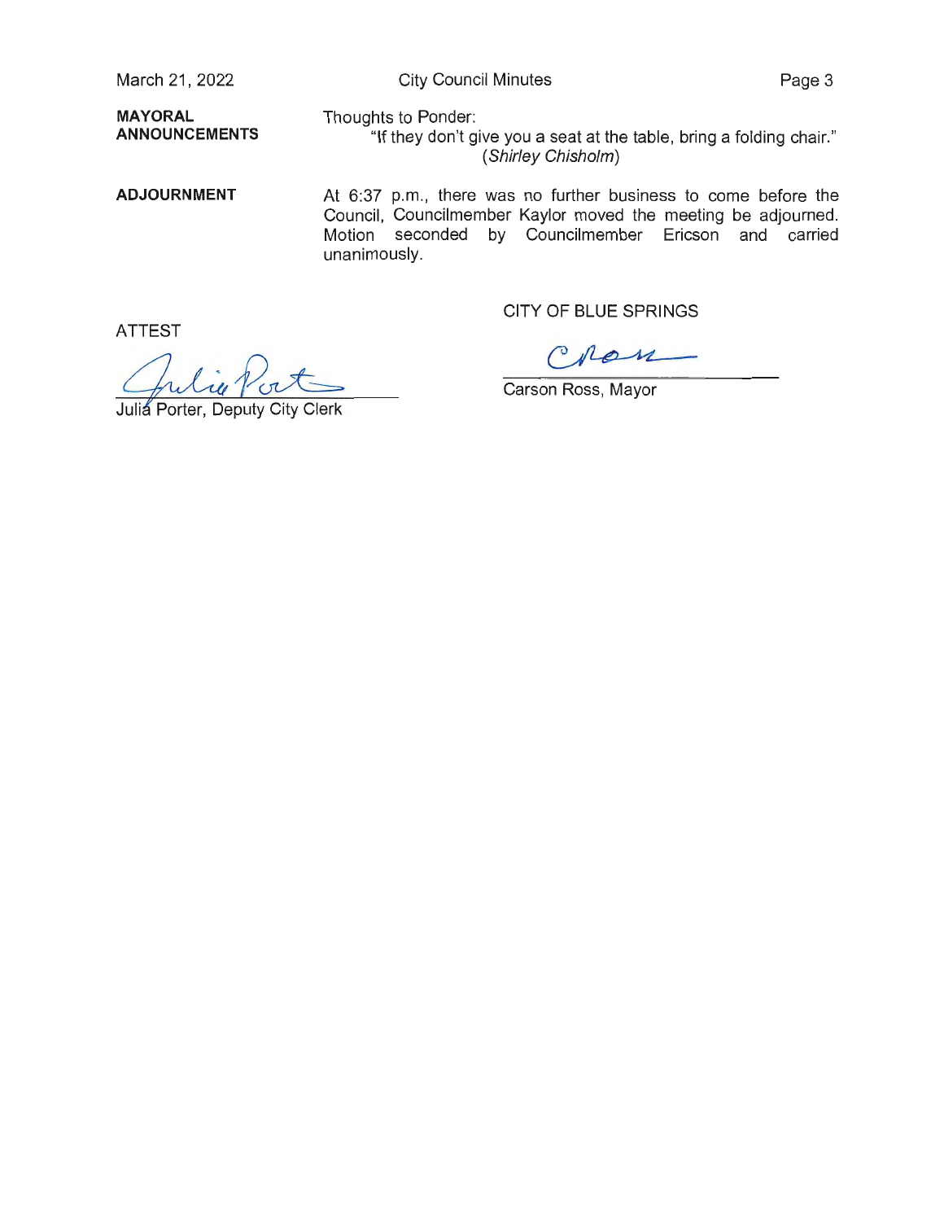**MAYORAL ANNOUNCEMENTS**

Thoughts to Ponder:
"If they don't give you a seat at the table, bring a folding chair."
(*Shirley Chisholm*)

**ADJOURNMENT**

At 6:37 p.m., there was no further business to come before the Council, Councilmember Kaylor moved the meeting be adjourned. Motion seconded by Councilmember Ericson and carried unanimously.

CITY OF BLUE SPRINGS

ATTEST

Julia Porter, Deputy City Clerk

Carson Ross, Mayor